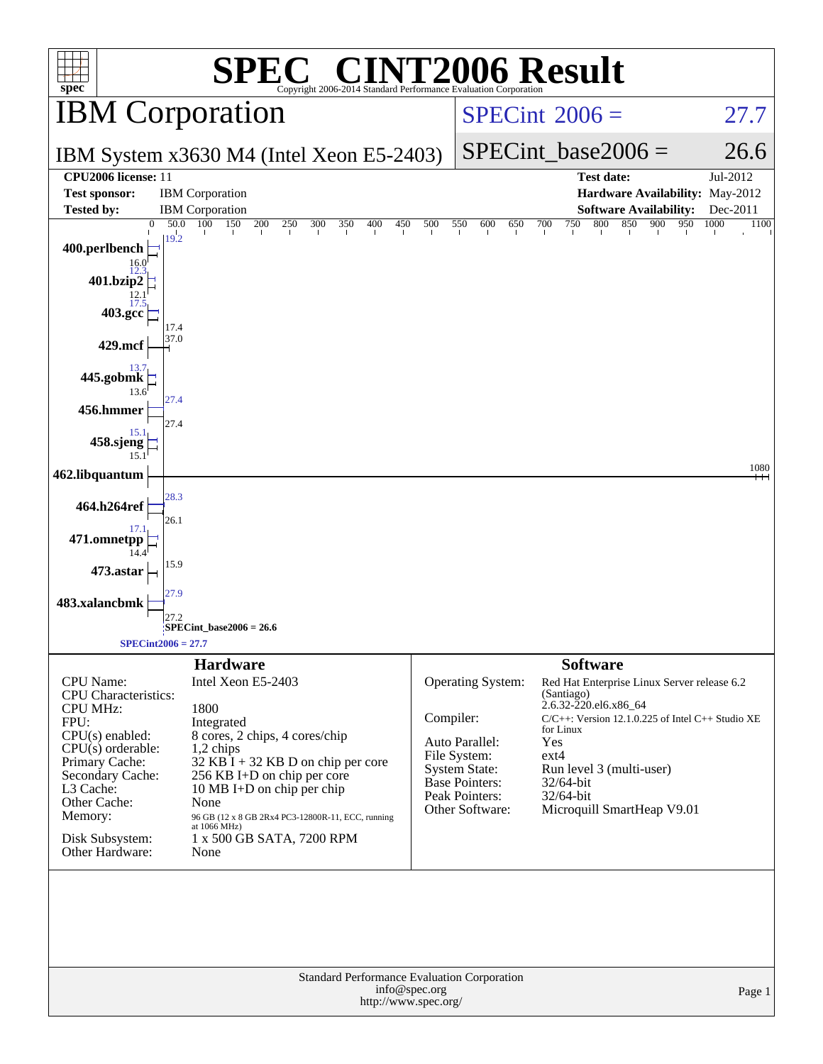# SPEC® CINT2006 Result

Copyright 2006-2014 Standard Performance Evaluation Corporation

## IBM Corporation

**IBM System x3630 M4 (Intel Xeon E5-2403)**

SPECint_2006 = 27.7

SPECint_base2006 = 26.6

| | | | |
|---|---|---|---|
| **CPU2006 license:** | 11 | **Test date:** | Jul-2012 |
| **Test sponsor:** | IBM Corporation | **Hardware Availability:** | May-2012 |
| **Tested by:** | IBM Corporation | **Software Availability:** | Dec-2011 |

| Benchmark | Peak | Base |
|---|---|---|
| 400.perlbench | 19.2 | 16.0 |
| 401.bzip2 | 12.3 | 12.1 |
| 403.gcc | 17.5 | 17.4 |
| 429.mcf | 37.0 | |
| 445.gobmk | 13.7 | 13.6 |
| 456.hmmer | 27.4 | 27.4 |
| 458.sjeng | 15.1 | 15.1 |
| 462.libquantum | 1080 | |
| 464.h264ref | 28.3 | 26.1 |
| 471.omnetpp | 17.1 | 14.4 |
| 473.astar | 15.9 | |
| 483.xalancbmk | 27.9 | 27.2 |

SPECint_base2006 = 26.6

SPECint2006 = 27.7

## Hardware

| | |
|---|---|
| CPU Name: | Intel Xeon E5-2403 |
| CPU Characteristics: | |
| CPU MHz: | 1800 |
| FPU: | Integrated |
| CPU(s) enabled: | 8 cores, 2 chips, 4 cores/chip |
| CPU(s) orderable: | 1,2 chips |
| Primary Cache: | 32 KB I + 32 KB D on chip per core |
| Secondary Cache: | 256 KB I+D on chip per core |
| L3 Cache: | 10 MB I+D on chip per chip |
| Other Cache: | None |
| Memory: | 96 GB (12 x 8 GB 2Rx4 PC3-12800R-11, ECC, running at 1066 MHz) |
| Disk Subsystem: | 1 x 500 GB SATA, 7200 RPM |
| Other Hardware: | None |

## Software

| | |
|---|---|
| Operating System: | Red Hat Enterprise Linux Server release 6.2 (Santiago) 2.6.32-220.el6.x86_64 |
| Compiler: | C/C++: Version 12.1.0.225 of Intel C++ Studio XE for Linux |
| Auto Parallel: | Yes |
| File System: | ext4 |
| System State: | Run level 3 (multi-user) |
| Base Pointers: | 32/64-bit |
| Peak Pointers: | 32/64-bit |
| Other Software: | Microquill SmartHeap V9.01 |

Standard Performance Evaluation Corporation
info@spec.org
http://www.spec.org/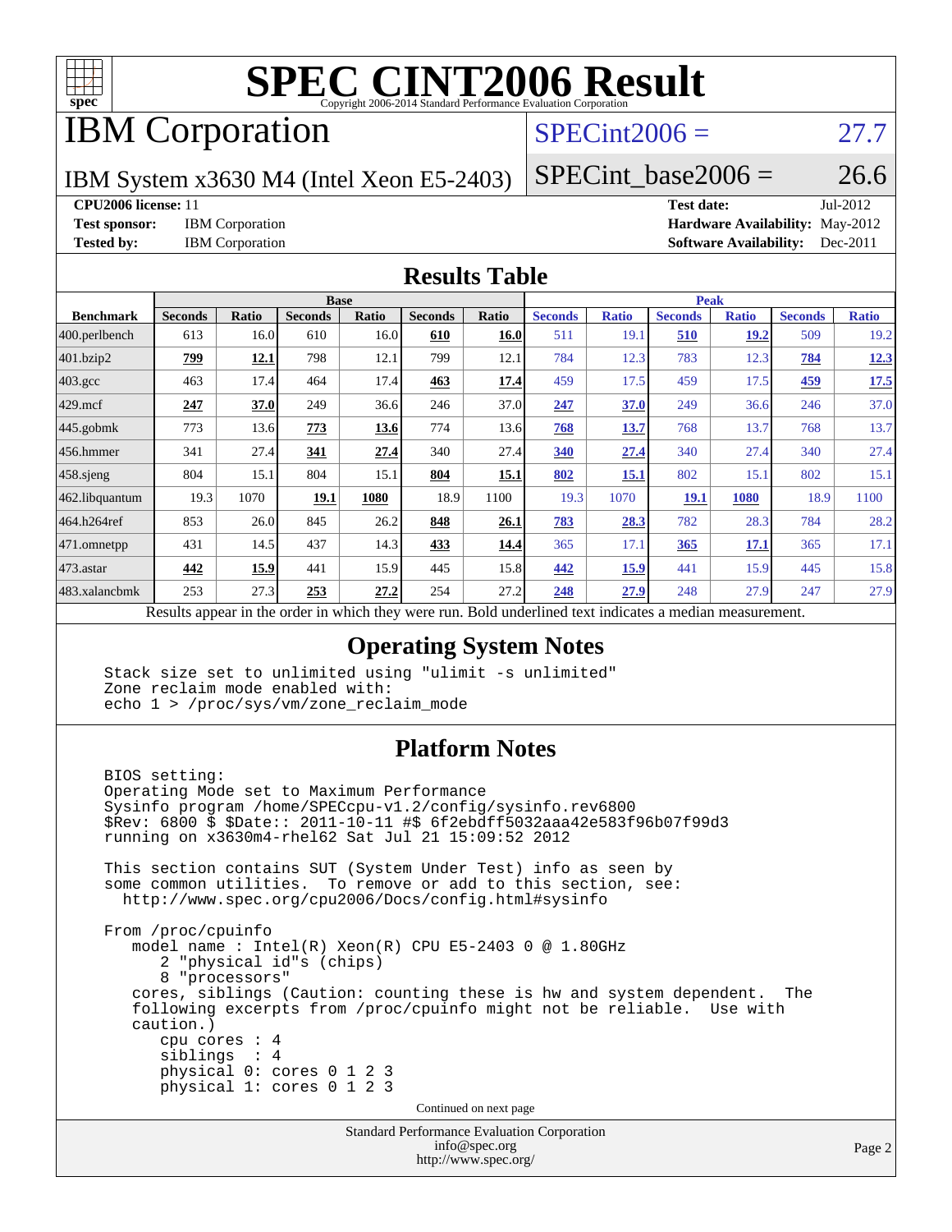# SPEC CINT2006 Result

Copyright 2006-2014 Standard Performance Evaluation Corporation

# IBM Corporation

IBM System x3630 M4 (Intel Xeon E5-2403)

SPECint2006 = 27.7

SPECint_base2006 = 26.6

**CPU2006 license:** 11
**Test sponsor:** IBM Corporation
**Tested by:** IBM Corporation

**Test date:** Jul-2012
**Hardware Availability:** May-2012
**Software Availability:** Dec-2011

## Results Table

| Benchmark | Base | | | | | | Peak | | | | | |
|---|---|---|---|---|---|---|---|---|---|---|---|---|
| | Seconds | Ratio | Seconds | Ratio | Seconds | Ratio | Seconds | Ratio | Seconds | Ratio | Seconds | Ratio |
| 400.perlbench | 613 | 16.0 | 610 | 16.0 | **610** | **16.0** | 511 | 19.1 | **510** | **19.2** | 509 | 19.2 |
| 401.bzip2 | **799** | **12.1** | 798 | 12.1 | 799 | 12.1 | 784 | 12.3 | 783 | 12.3 | **784** | **12.3** |
| 403.gcc | 463 | 17.4 | 464 | 17.4 | **463** | **17.4** | 459 | 17.5 | 459 | 17.5 | **459** | **17.5** |
| 429.mcf | **247** | **37.0** | 249 | 36.6 | 246 | 37.0 | **247** | **37.0** | 249 | 36.6 | 246 | 37.0 |
| 445.gobmk | 773 | 13.6 | **773** | **13.6** | 774 | 13.6 | **768** | **13.7** | 768 | 13.7 | 768 | 13.7 |
| 456.hmmer | 341 | 27.4 | **341** | **27.4** | 340 | 27.4 | **340** | **27.4** | 340 | 27.4 | 340 | 27.4 |
| 458.sjeng | 804 | 15.1 | 804 | 15.1 | **804** | **15.1** | **802** | **15.1** | 802 | 15.1 | 802 | 15.1 |
| 462.libquantum | 19.3 | 1070 | **19.1** | **1080** | 18.9 | 1100 | 19.3 | 1070 | **19.1** | **1080** | 18.9 | 1100 |
| 464.h264ref | 853 | 26.0 | 845 | 26.2 | **848** | **26.1** | **783** | **28.3** | 782 | 28.3 | 784 | 28.2 |
| 471.omnetpp | 431 | 14.5 | 437 | 14.3 | **433** | **14.4** | 365 | 17.1 | **365** | **17.1** | 365 | 17.1 |
| 473.astar | **442** | **15.9** | 441 | 15.9 | 445 | 15.8 | **442** | **15.9** | 441 | 15.9 | 445 | 15.8 |
| 483.xalancbmk | 253 | 27.3 | **253** | **27.2** | 254 | 27.2 | **248** | **27.9** | 248 | 27.9 | 247 | 27.9 |

Results appear in the order in which they were run. Bold underlined text indicates a median measurement.

## Operating System Notes

```
Stack size set to unlimited using "ulimit -s unlimited"
Zone reclaim mode enabled with:
echo 1 > /proc/sys/vm/zone_reclaim_mode
```

## Platform Notes

```
BIOS setting:
Operating Mode set to Maximum Performance
Sysinfo program /home/SPECcpu-v1.2/config/sysinfo.rev6800
$Rev: 6800 $ $Date:: 2011-10-11 #$ 6f2ebdff5032aaa42e583f96b07f99d3
running on x3630m4-rhel62 Sat Jul 21 15:09:52 2012

This section contains SUT (System Under Test) info as seen by
some common utilities.  To remove or add to this section, see:
  http://www.spec.org/cpu2006/Docs/config.html#sysinfo

From /proc/cpuinfo
   model name : Intel(R) Xeon(R) CPU E5-2403 0 @ 1.80GHz
      2 "physical id"s (chips)
      8 "processors"
   cores, siblings (Caution: counting these is hw and system dependent.  The
   following excerpts from /proc/cpuinfo might not be reliable.  Use with
   caution.)
      cpu cores : 4
      siblings  : 4
      physical 0: cores 0 1 2 3
      physical 1: cores 0 1 2 3
```

Continued on next page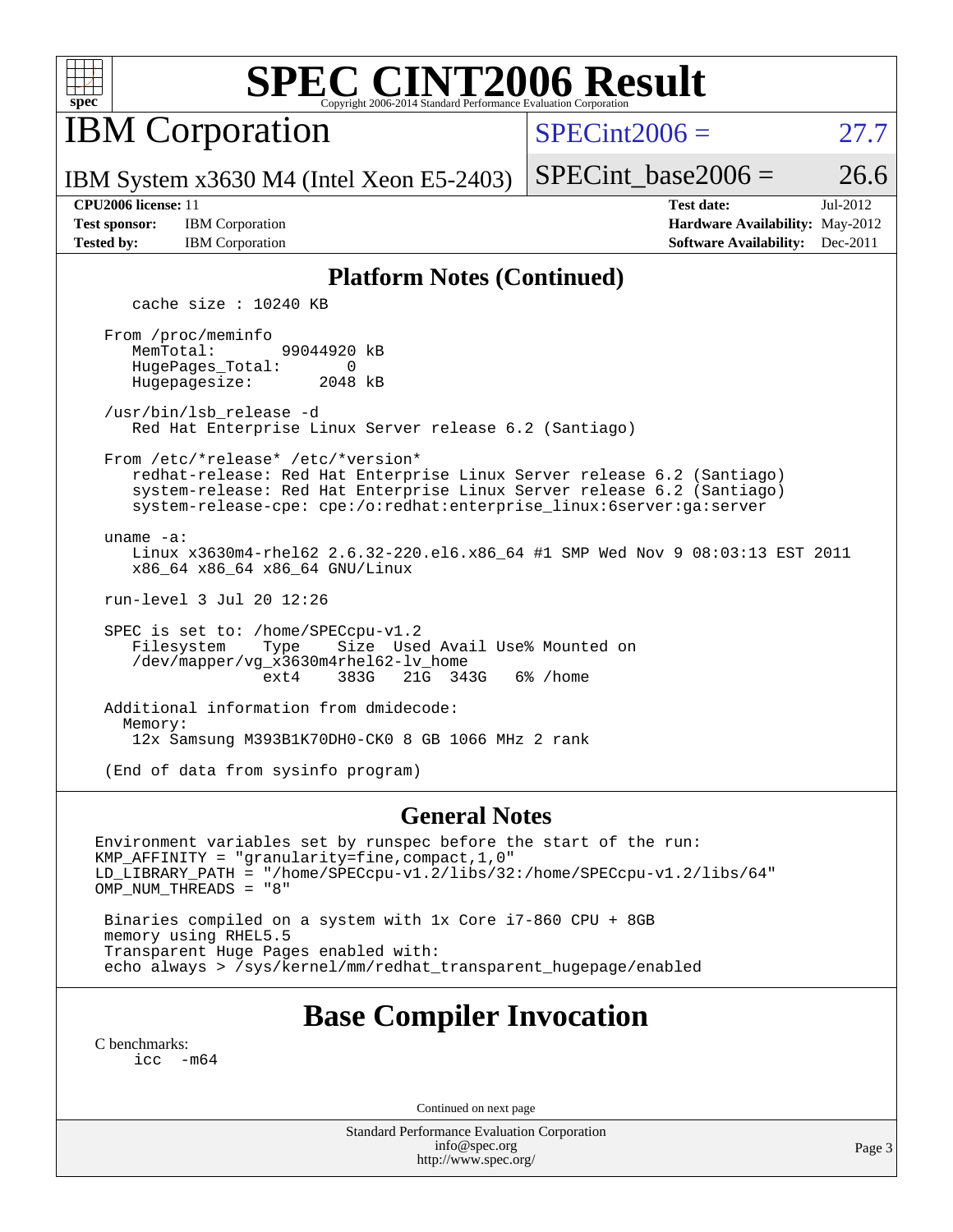# SPEC CINT2006 Result

Copyright 2006-2014 Standard Performance Evaluation Corporation

## IBM Corporation

IBM System x3630 M4 (Intel Xeon E5-2403)

SPECint2006 = 27.7

SPECint_base2006 = 26.6

| | | | |
|---|---|---|---|
| **CPU2006 license:** 11 | | **Test date:** | Jul-2012 |
| **Test sponsor:** | IBM Corporation | **Hardware Availability:** | May-2012 |
| **Tested by:** | IBM Corporation | **Software Availability:** | Dec-2011 |

## Platform Notes (Continued)

```
    cache size : 10240 KB

 From /proc/meminfo
    MemTotal:       99044920 kB
    HugePages_Total:       0
    Hugepagesize:       2048 kB

 /usr/bin/lsb_release -d
    Red Hat Enterprise Linux Server release 6.2 (Santiago)

 From /etc/*release* /etc/*version*
    redhat-release: Red Hat Enterprise Linux Server release 6.2 (Santiago)
    system-release: Red Hat Enterprise Linux Server release 6.2 (Santiago)
    system-release-cpe: cpe:/o:redhat:enterprise_linux:6server:ga:server

 uname -a:
    Linux x3630m4-rhel62 2.6.32-220.el6.x86_64 #1 SMP Wed Nov 9 08:03:13 EST 2011
    x86_64 x86_64 x86_64 GNU/Linux

 run-level 3 Jul 20 12:26

 SPEC is set to: /home/SPECcpu-v1.2
    Filesystem    Type    Size  Used Avail Use% Mounted on
    /dev/mapper/vg_x3630m4rhel62-lv_home
                  ext4    383G   21G  343G   6% /home

 Additional information from dmidecode:
   Memory:
    12x Samsung M393B1K70DH0-CK0 8 GB 1066 MHz 2 rank

 (End of data from sysinfo program)
```

## General Notes

```
Environment variables set by runspec before the start of the run:
KMP_AFFINITY = "granularity=fine,compact,1,0"
LD_LIBRARY_PATH = "/home/SPECcpu-v1.2/libs/32:/home/SPECcpu-v1.2/libs/64"
OMP_NUM_THREADS = "8"

 Binaries compiled on a system with 1x Core i7-860 CPU + 8GB
 memory using RHEL5.5
 Transparent Huge Pages enabled with:
 echo always > /sys/kernel/mm/redhat_transparent_hugepage/enabled
```

## Base Compiler Invocation

C benchmarks:

```
icc  -m64
```

Continued on next page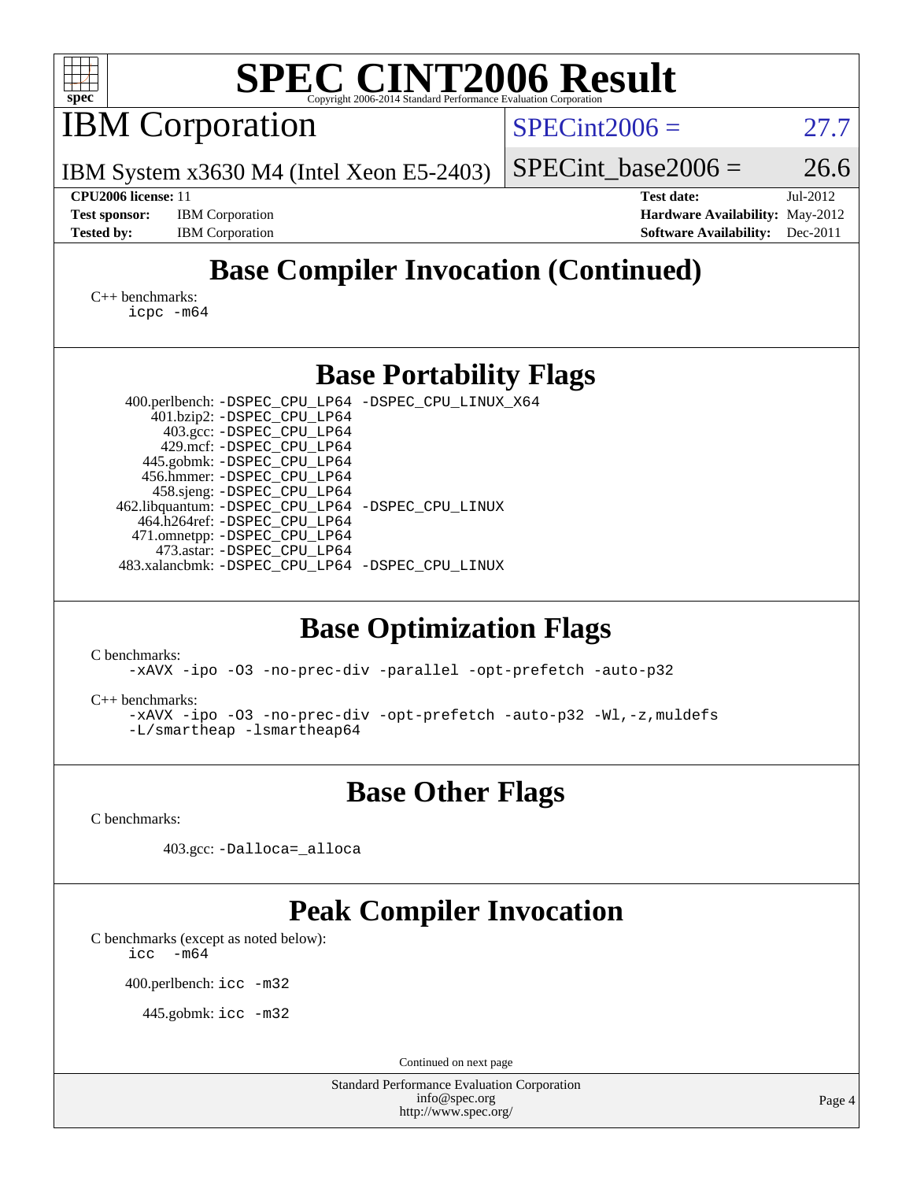# SPEC CINT2006 Result

Copyright 2006-2014 Standard Performance Evaluation Corporation

## IBM Corporation

IBM System x3630 M4 (Intel Xeon E5-2403)

SPECint2006 = 27.7

SPECint_base2006 = 26.6

**CPU2006 license:** 11 | **Test date:** Jul-2012
**Test sponsor:** IBM Corporation | **Hardware Availability:** May-2012
**Tested by:** IBM Corporation | **Software Availability:** Dec-2011

## Base Compiler Invocation (Continued)

C++ benchmarks:

```
icpc -m64
```

## Base Portability Flags

```
400.perlbench: -DSPEC_CPU_LP64 -DSPEC_CPU_LINUX_X64
401.bzip2: -DSPEC_CPU_LP64
403.gcc: -DSPEC_CPU_LP64
429.mcf: -DSPEC_CPU_LP64
445.gobmk: -DSPEC_CPU_LP64
456.hmmer: -DSPEC_CPU_LP64
458.sjeng: -DSPEC_CPU_LP64
462.libquantum: -DSPEC_CPU_LP64 -DSPEC_CPU_LINUX
464.h264ref: -DSPEC_CPU_LP64
471.omnetpp: -DSPEC_CPU_LP64
473.astar: -DSPEC_CPU_LP64
483.xalancbmk: -DSPEC_CPU_LP64 -DSPEC_CPU_LINUX
```

## Base Optimization Flags

C benchmarks:

```
-xAVX -ipo -O3 -no-prec-div -parallel -opt-prefetch -auto-p32
```

C++ benchmarks:

```
-xAVX -ipo -O3 -no-prec-div -opt-prefetch -auto-p32 -Wl,-z,muldefs
-L/smartheap -lsmartheap64
```

## Base Other Flags

C benchmarks:

```
403.gcc: -Dalloca=_alloca
```

## Peak Compiler Invocation

C benchmarks (except as noted below):

```
icc  -m64
```

```
400.perlbench: icc -m32
```

```
445.gobmk: icc -m32
```

Continued on next page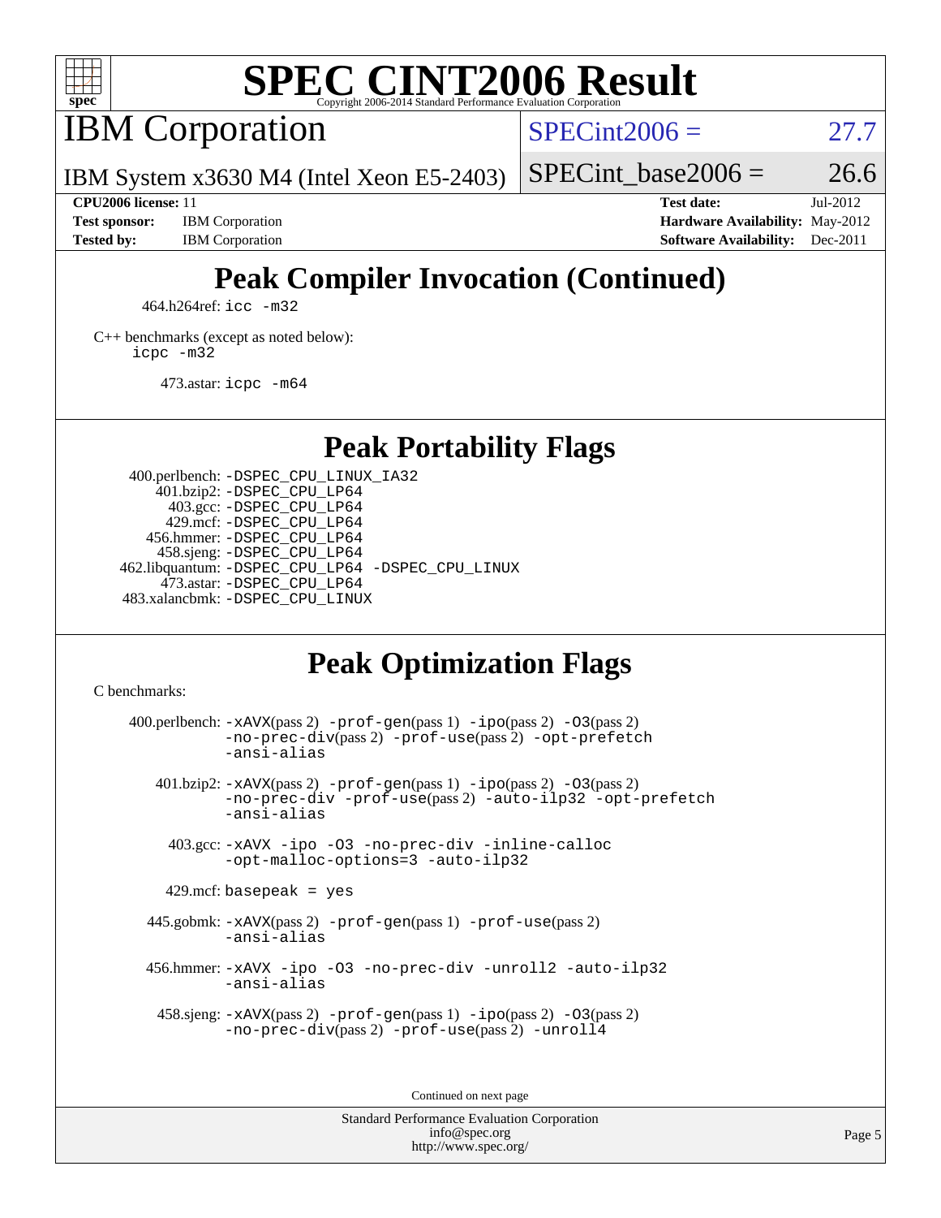# Peak Compiler Invocation (Continued)

464.h264ref: `icc -m32`

C++ benchmarks (except as noted below):
`icpc -m32`

473.astar: `icpc -m64`

# Peak Portability Flags

400.perlbench: `-DSPEC_CPU_LINUX_IA32`
401.bzip2: `-DSPEC_CPU_LP64`
403.gcc: `-DSPEC_CPU_LP64`
429.mcf: `-DSPEC_CPU_LP64`
456.hmmer: `-DSPEC_CPU_LP64`
458.sjeng: `-DSPEC_CPU_LP64`
462.libquantum: `-DSPEC_CPU_LP64 -DSPEC_CPU_LINUX`
473.astar: `-DSPEC_CPU_LP64`
483.xalancbmk: `-DSPEC_CPU_LINUX`

# Peak Optimization Flags

C benchmarks:

400.perlbench: `-xAVX`(pass 2) `-prof-gen`(pass 1) `-ipo`(pass 2) `-O3`(pass 2) `-no-prec-div`(pass 2) `-prof-use`(pass 2) `-opt-prefetch` `-ansi-alias`

401.bzip2: `-xAVX`(pass 2) `-prof-gen`(pass 1) `-ipo`(pass 2) `-O3`(pass 2) `-no-prec-div` `-prof-use`(pass 2) `-auto-ilp32` `-opt-prefetch` `-ansi-alias`

403.gcc: `-xAVX -ipo -O3 -no-prec-div -inline-calloc -opt-malloc-options=3 -auto-ilp32`

429.mcf: `basepeak = yes`

445.gobmk: `-xAVX`(pass 2) `-prof-gen`(pass 1) `-prof-use`(pass 2) `-ansi-alias`

456.hmmer: `-xAVX -ipo -O3 -no-prec-div -unroll2 -auto-ilp32 -ansi-alias`

458.sjeng: `-xAVX`(pass 2) `-prof-gen`(pass 1) `-ipo`(pass 2) `-O3`(pass 2) `-no-prec-div`(pass 2) `-prof-use`(pass 2) `-unroll4`

Continued on next page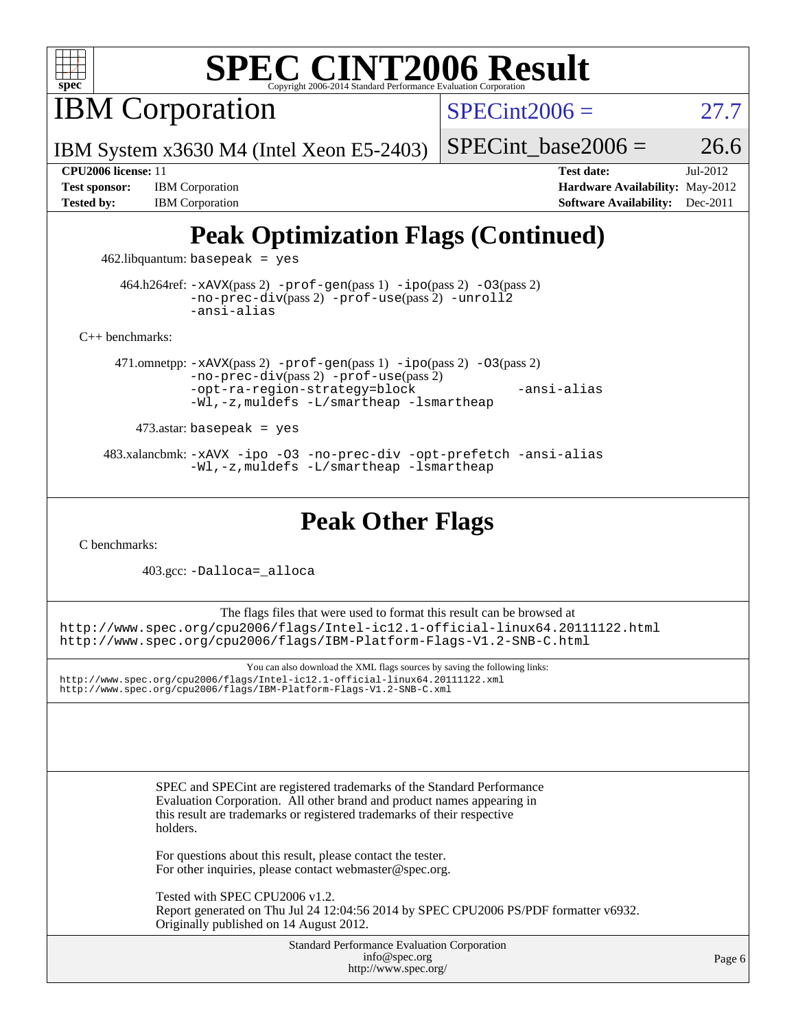# SPEC CINT2006 Result

Copyright 2006-2014 Standard Performance Evaluation Corporation

## IBM Corporation

IBM System x3630 M4 (Intel Xeon E5-2403)

SPECint2006 = 27.7

SPECint_base2006 = 26.6

**CPU2006 license:** 11
**Test sponsor:** IBM Corporation
**Tested by:** IBM Corporation

**Test date:** Jul-2012
**Hardware Availability:** May-2012
**Software Availability:** Dec-2011

## Peak Optimization Flags (Continued)

462.libquantum: `basepeak = yes`

464.h264ref: `-xAVX`(pass 2) `-prof-gen`(pass 1) `-ipo`(pass 2) `-O3`(pass 2) `-no-prec-div`(pass 2) `-prof-use`(pass 2) `-unroll2` `-ansi-alias`

C++ benchmarks:

471.omnetpp: `-xAVX`(pass 2) `-prof-gen`(pass 1) `-ipo`(pass 2) `-O3`(pass 2) `-no-prec-div`(pass 2) `-prof-use`(pass 2) `-opt-ra-region-strategy=block` `-ansi-alias` `-Wl,-z,muldefs` `-L/smartheap` `-lsmartheap`

473.astar: `basepeak = yes`

483.xalancbmk: `-xAVX -ipo -O3 -no-prec-div -opt-prefetch -ansi-alias -Wl,-z,muldefs -L/smartheap -lsmartheap`

## Peak Other Flags

C benchmarks:

403.gcc: `-Dalloca=_alloca`

The flags files that were used to format this result can be browsed at
http://www.spec.org/cpu2006/flags/Intel-ic12.1-official-linux64.20111122.html
http://www.spec.org/cpu2006/flags/IBM-Platform-Flags-V1.2-SNB-C.html

You can also download the XML flags sources by saving the following links:
http://www.spec.org/cpu2006/flags/Intel-ic12.1-official-linux64.20111122.xml
http://www.spec.org/cpu2006/flags/IBM-Platform-Flags-V1.2-SNB-C.xml

SPEC and SPECint are registered trademarks of the Standard Performance Evaluation Corporation. All other brand and product names appearing in this result are trademarks or registered trademarks of their respective holders.

For questions about this result, please contact the tester.
For other inquiries, please contact webmaster@spec.org.

Tested with SPEC CPU2006 v1.2.
Report generated on Thu Jul 24 12:04:56 2014 by SPEC CPU2006 PS/PDF formatter v6932.
Originally published on 14 August 2012.

Standard Performance Evaluation Corporation
info@spec.org
http://www.spec.org/